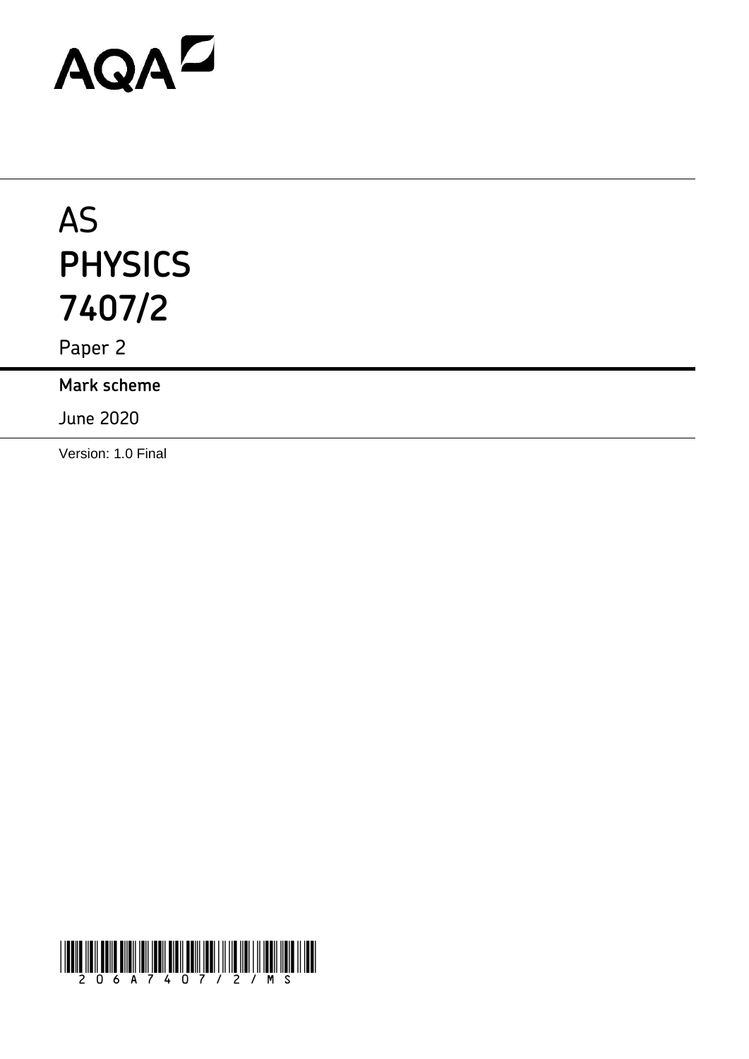AQA

# AS PHYSICS 7407/2

Paper 2

**Mark scheme**

June 2020

Version: 1.0 Final

206A7407/2/MS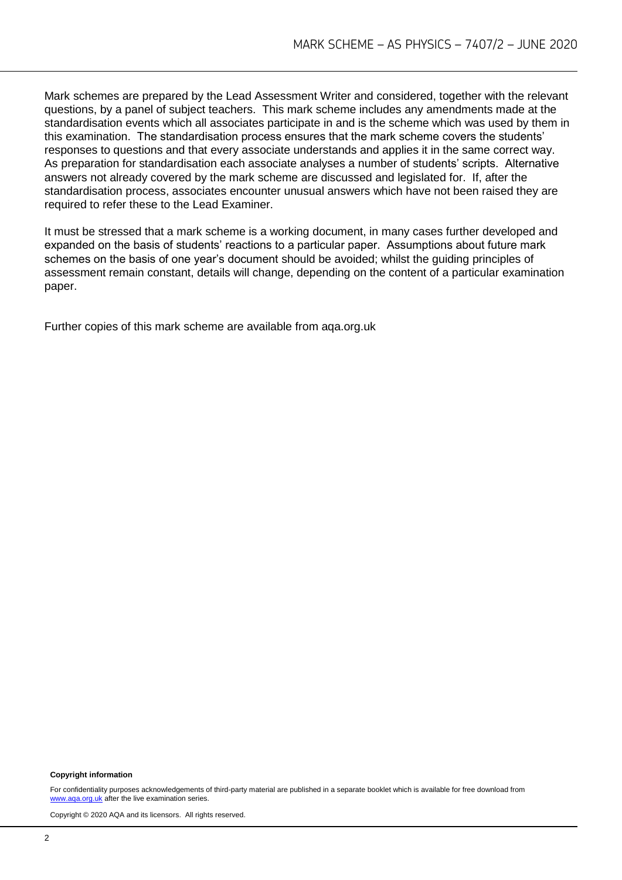Mark schemes are prepared by the Lead Assessment Writer and considered, together with the relevant questions, by a panel of subject teachers. This mark scheme includes any amendments made at the standardisation events which all associates participate in and is the scheme which was used by them in this examination. The standardisation process ensures that the mark scheme covers the students' responses to questions and that every associate understands and applies it in the same correct way. As preparation for standardisation each associate analyses a number of students' scripts. Alternative answers not already covered by the mark scheme are discussed and legislated for. If, after the standardisation process, associates encounter unusual answers which have not been raised they are required to refer these to the Lead Examiner.

It must be stressed that a mark scheme is a working document, in many cases further developed and expanded on the basis of students' reactions to a particular paper. Assumptions about future mark schemes on the basis of one year's document should be avoided; whilst the guiding principles of assessment remain constant, details will change, depending on the content of a particular examination paper.

Further copies of this mark scheme are available from aqa.org.uk

**Copyright information**

For confidentiality purposes acknowledgements of third-party material are published in a separate booklet which is available for free download from www.aqa.org.uk after the live examination series.

Copyright © 2020 AQA and its licensors. All rights reserved.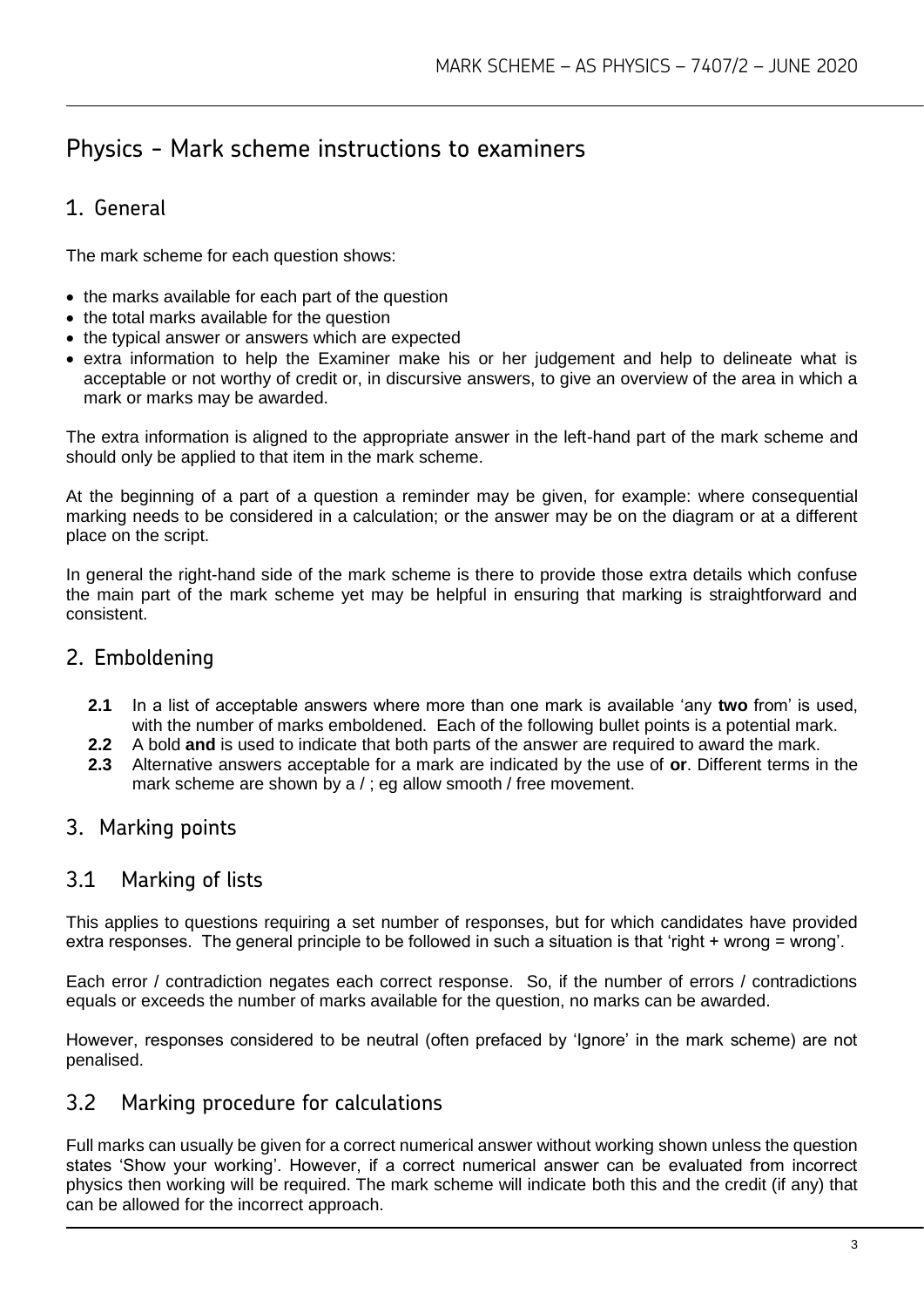# Physics - Mark scheme instructions to examiners

## 1. General

The mark scheme for each question shows:

- the marks available for each part of the question
- the total marks available for the question
- the typical answer or answers which are expected
- extra information to help the Examiner make his or her judgement and help to delineate what is acceptable or not worthy of credit or, in discursive answers, to give an overview of the area in which a mark or marks may be awarded.

The extra information is aligned to the appropriate answer in the left-hand part of the mark scheme and should only be applied to that item in the mark scheme.

At the beginning of a part of a question a reminder may be given, for example: where consequential marking needs to be considered in a calculation; or the answer may be on the diagram or at a different place on the script.

In general the right-hand side of the mark scheme is there to provide those extra details which confuse the main part of the mark scheme yet may be helpful in ensuring that marking is straightforward and consistent.

## 2. Emboldening

**2.1** In a list of acceptable answers where more than one mark is available 'any **two** from' is used, with the number of marks emboldened. Each of the following bullet points is a potential mark.

**2.2** A bold **and** is used to indicate that both parts of the answer are required to award the mark.

**2.3** Alternative answers acceptable for a mark are indicated by the use of **or**. Different terms in the mark scheme are shown by a / ; eg allow smooth / free movement.

## 3. Marking points

### 3.1 Marking of lists

This applies to questions requiring a set number of responses, but for which candidates have provided extra responses. The general principle to be followed in such a situation is that 'right + wrong = wrong'.

Each error / contradiction negates each correct response. So, if the number of errors / contradictions equals or exceeds the number of marks available for the question, no marks can be awarded.

However, responses considered to be neutral (often prefaced by 'Ignore' in the mark scheme) are not penalised.

### 3.2 Marking procedure for calculations

Full marks can usually be given for a correct numerical answer without working shown unless the question states 'Show your working'. However, if a correct numerical answer can be evaluated from incorrect physics then working will be required. The mark scheme will indicate both this and the credit (if any) that can be allowed for the incorrect approach.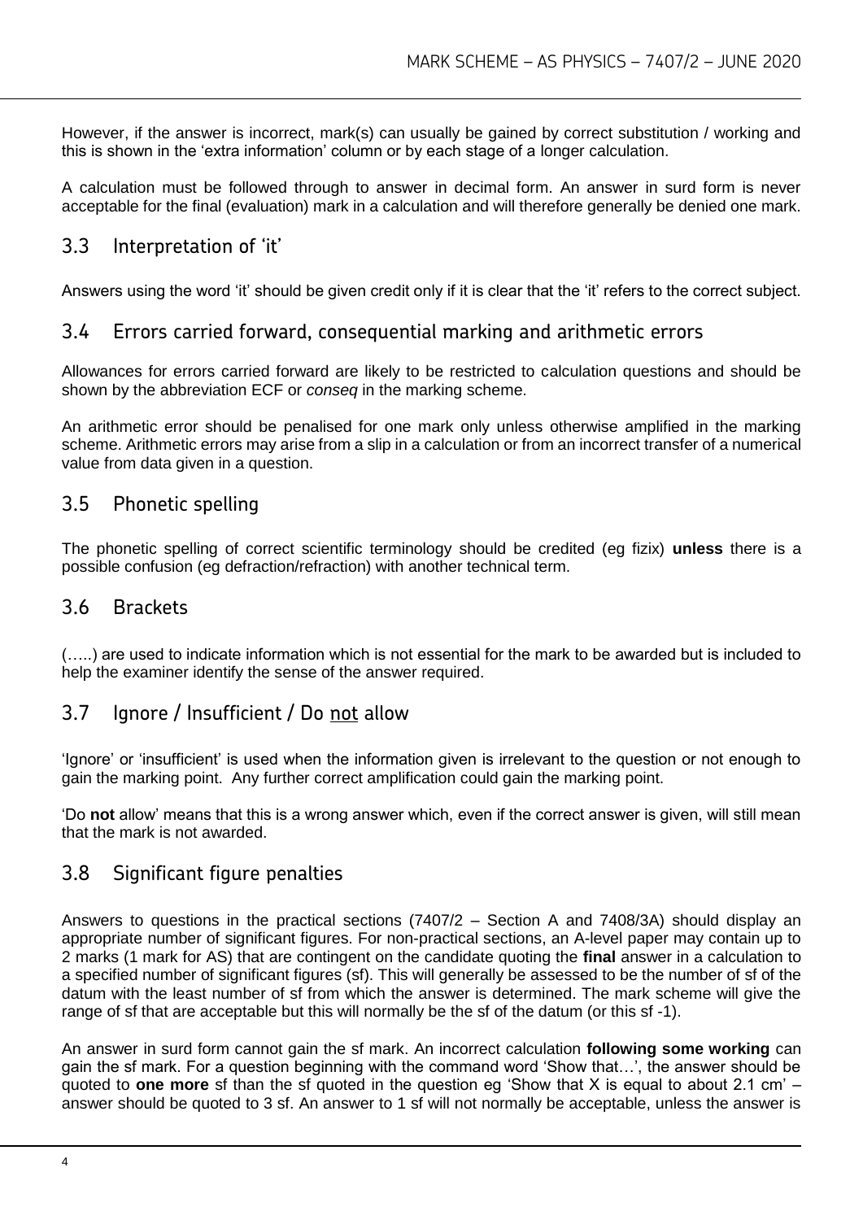However, if the answer is incorrect, mark(s) can usually be gained by correct substitution / working and this is shown in the 'extra information' column or by each stage of a longer calculation.

A calculation must be followed through to answer in decimal form. An answer in surd form is never acceptable for the final (evaluation) mark in a calculation and will therefore generally be denied one mark.

## 3.3 Interpretation of 'it'

Answers using the word 'it' should be given credit only if it is clear that the 'it' refers to the correct subject.

## 3.4 Errors carried forward, consequential marking and arithmetic errors

Allowances for errors carried forward are likely to be restricted to calculation questions and should be shown by the abbreviation ECF or *conseq* in the marking scheme.

An arithmetic error should be penalised for one mark only unless otherwise amplified in the marking scheme. Arithmetic errors may arise from a slip in a calculation or from an incorrect transfer of a numerical value from data given in a question.

## 3.5 Phonetic spelling

The phonetic spelling of correct scientific terminology should be credited (eg fizix) **unless** there is a possible confusion (eg defraction/refraction) with another technical term.

## 3.6 Brackets

(…..) are used to indicate information which is not essential for the mark to be awarded but is included to help the examiner identify the sense of the answer required.

## 3.7 Ignore / Insufficient / Do not allow

'Ignore' or 'insufficient' is used when the information given is irrelevant to the question or not enough to gain the marking point. Any further correct amplification could gain the marking point.

'Do **not** allow' means that this is a wrong answer which, even if the correct answer is given, will still mean that the mark is not awarded.

## 3.8 Significant figure penalties

Answers to questions in the practical sections (7407/2 – Section A and 7408/3A) should display an appropriate number of significant figures. For non-practical sections, an A-level paper may contain up to 2 marks (1 mark for AS) that are contingent on the candidate quoting the **final** answer in a calculation to a specified number of significant figures (sf). This will generally be assessed to be the number of sf of the datum with the least number of sf from which the answer is determined. The mark scheme will give the range of sf that are acceptable but this will normally be the sf of the datum (or this sf -1).

An answer in surd form cannot gain the sf mark. An incorrect calculation **following some working** can gain the sf mark. For a question beginning with the command word 'Show that…', the answer should be quoted to **one more** sf than the sf quoted in the question eg 'Show that X is equal to about 2.1 cm' – answer should be quoted to 3 sf. An answer to 1 sf will not normally be acceptable, unless the answer is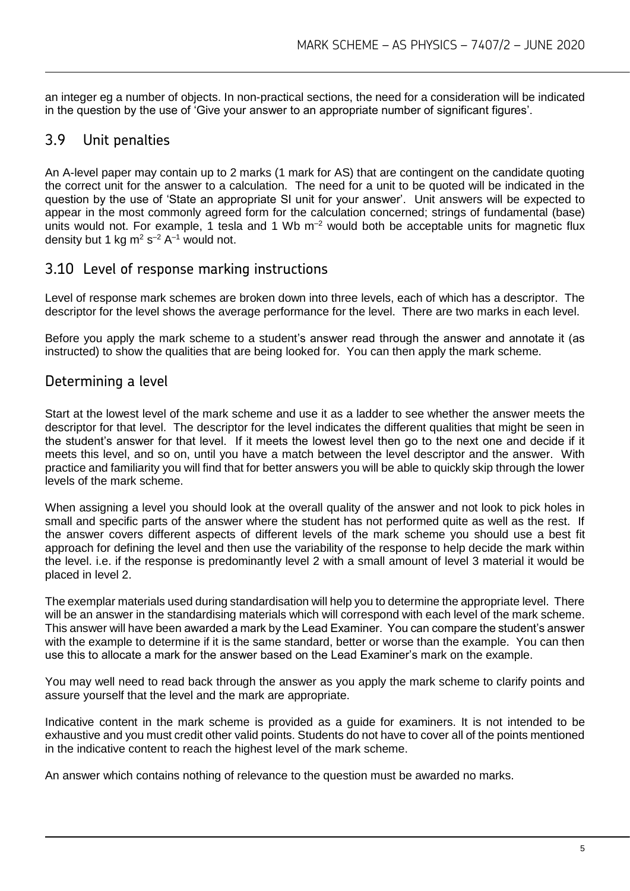an integer eg a number of objects. In non-practical sections, the need for a consideration will be indicated in the question by the use of 'Give your answer to an appropriate number of significant figures'.

## 3.9 Unit penalties

An A-level paper may contain up to 2 marks (1 mark for AS) that are contingent on the candidate quoting the correct unit for the answer to a calculation. The need for a unit to be quoted will be indicated in the question by the use of 'State an appropriate SI unit for your answer'. Unit answers will be expected to appear in the most commonly agreed form for the calculation concerned; strings of fundamental (base) units would not. For example, 1 tesla and 1 Wb $m^{-2}$ would both be acceptable units for magnetic flux density but 1 kg $m^2$ $s^{-2}$ $A^{-1}$ would not.

## 3.10 Level of response marking instructions

Level of response mark schemes are broken down into three levels, each of which has a descriptor. The descriptor for the level shows the average performance for the level. There are two marks in each level.

Before you apply the mark scheme to a student's answer read through the answer and annotate it (as instructed) to show the qualities that are being looked for. You can then apply the mark scheme.

## Determining a level

Start at the lowest level of the mark scheme and use it as a ladder to see whether the answer meets the descriptor for that level. The descriptor for the level indicates the different qualities that might be seen in the student's answer for that level. If it meets the lowest level then go to the next one and decide if it meets this level, and so on, until you have a match between the level descriptor and the answer. With practice and familiarity you will find that for better answers you will be able to quickly skip through the lower levels of the mark scheme.

When assigning a level you should look at the overall quality of the answer and not look to pick holes in small and specific parts of the answer where the student has not performed quite as well as the rest. If the answer covers different aspects of different levels of the mark scheme you should use a best fit approach for defining the level and then use the variability of the response to help decide the mark within the level. i.e. if the response is predominantly level 2 with a small amount of level 3 material it would be placed in level 2.

The exemplar materials used during standardisation will help you to determine the appropriate level. There will be an answer in the standardising materials which will correspond with each level of the mark scheme. This answer will have been awarded a mark by the Lead Examiner. You can compare the student's answer with the example to determine if it is the same standard, better or worse than the example. You can then use this to allocate a mark for the answer based on the Lead Examiner's mark on the example.

You may well need to read back through the answer as you apply the mark scheme to clarify points and assure yourself that the level and the mark are appropriate.

Indicative content in the mark scheme is provided as a guide for examiners. It is not intended to be exhaustive and you must credit other valid points. Students do not have to cover all of the points mentioned in the indicative content to reach the highest level of the mark scheme.

An answer which contains nothing of relevance to the question must be awarded no marks.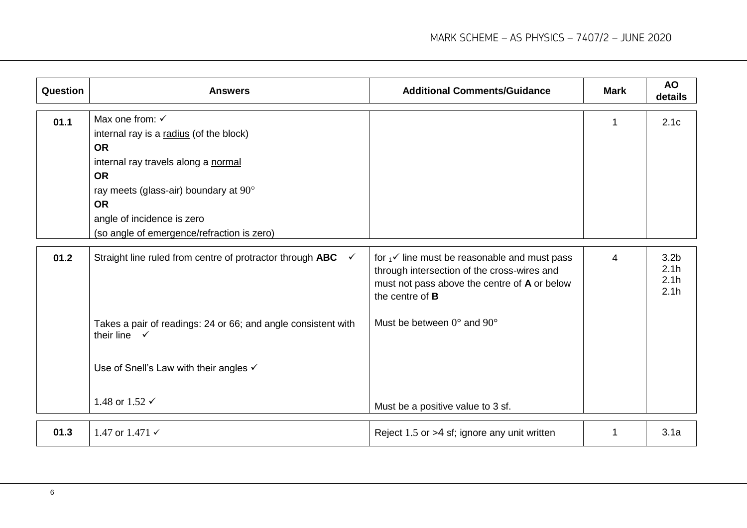| Question | Answers | Additional Comments/Guidance | Mark | AO details |
|---|---|---|---|---|
| 01.1 | Max one from: ✓<br>internal ray is a radius (of the block)<br>**OR**<br>internal ray travels along a normal<br>**OR**<br>ray meets (glass-air) boundary at $90°$<br>**OR**<br>angle of incidence is zero<br>(so angle of emergence/refraction is zero) | | 1 | 2.1c |
| 01.2 | Straight line ruled from centre of protractor through **ABC** ✓<br><br>Takes a pair of readings: 24 or 66; and angle consistent with their line ✓<br><br>Use of Snell's Law with their angles ✓<br><br>1.48 or 1.52 ✓ | for $_1$✓ line must be reasonable and must pass through intersection of the cross-wires and must not pass above the centre of **A** or below the centre of **B**<br><br>Must be between $0°$ and $90°$<br><br>Must be a positive value to 3 sf. | 4 | 3.2b<br>2.1h<br>2.1h<br>2.1h |
| 01.3 | 1.47 or 1.471 ✓ | Reject 1.5 or >4 sf; ignore any unit written | 1 | 3.1a |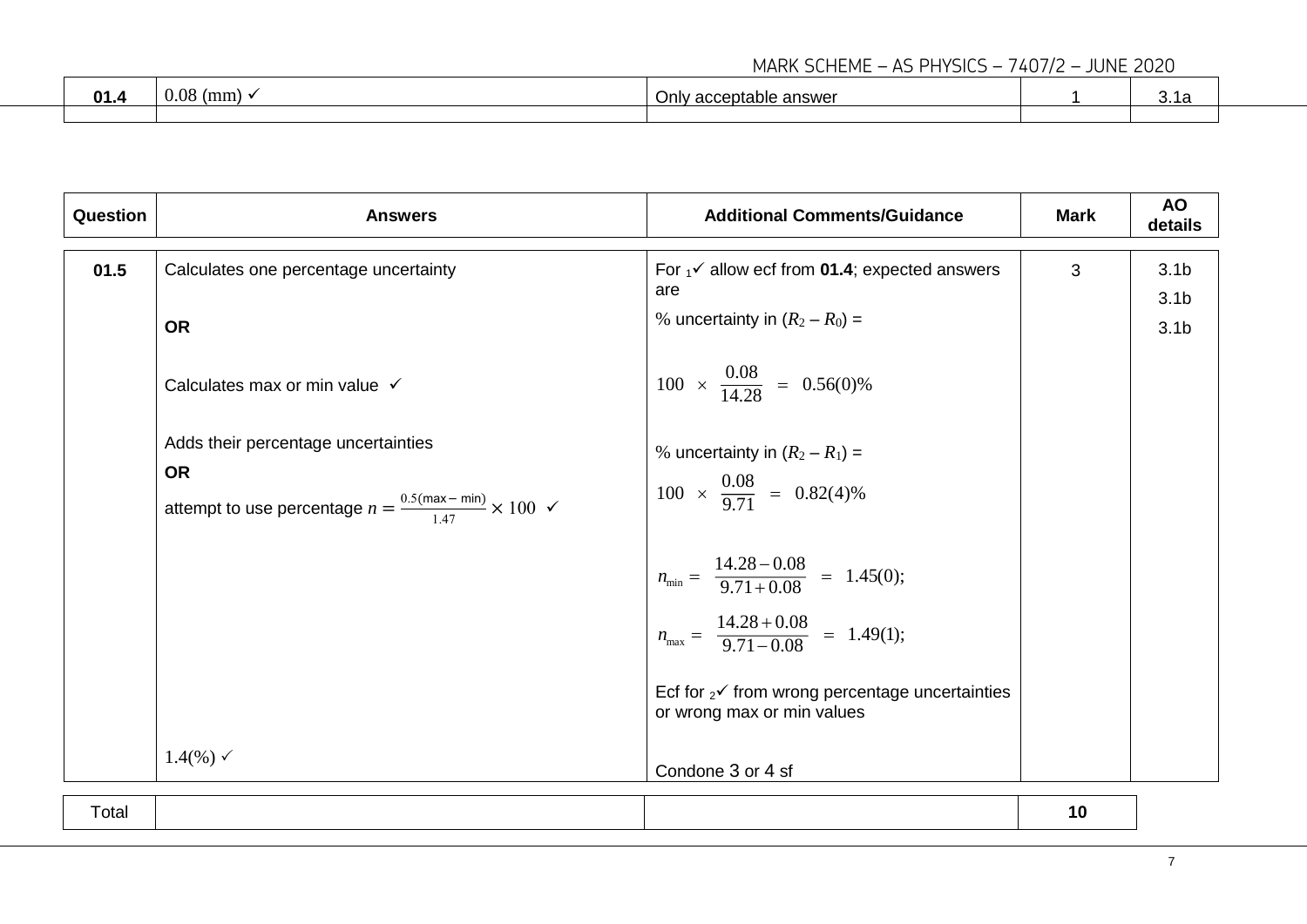| | | | | |
|---|---|---|---|---|
| **01.4** | 0.08 (mm) ✓ | Only acceptable answer | 1 | 3.1a |

| Question | Answers | Additional Comments/Guidance | Mark | AO details |
|---|---|---|---|---|
| **01.5** | Calculates one percentage uncertainty<br><br>**OR**<br><br>Calculates max or min value ✓<br><br>Adds their percentage uncertainties<br>**OR**<br>attempt to use percentage $n = \frac{0.5(\text{max} - \text{min})}{1.47} \times 100$ ✓<br><br>$1.4(\%)$ ✓ | For $_1$✓ allow ecf from **01.4**; expected answers are<br>% uncertainty in $(R_2 - R_0)$ =<br>$100 \times \frac{0.08}{14.28} = 0.56(0)\%$<br><br>% uncertainty in $(R_2 - R_1)$ =<br>$100 \times \frac{0.08}{9.71} = 0.82(4)\%$<br><br>$n_{\text{min}} = \frac{14.28 - 0.08}{9.71 + 0.08} = 1.45(0);$<br><br>$n_{\text{max}} = \frac{14.28 + 0.08}{9.71 - 0.08} = 1.49(1);$<br><br>Ecf for $_2$✓ from wrong percentage uncertainties or wrong max or min values<br><br>Condone 3 or 4 sf | 3 | 3.1b<br>3.1b<br>3.1b |

| | | | |
|---|---|---|---|
| Total | | | **10** |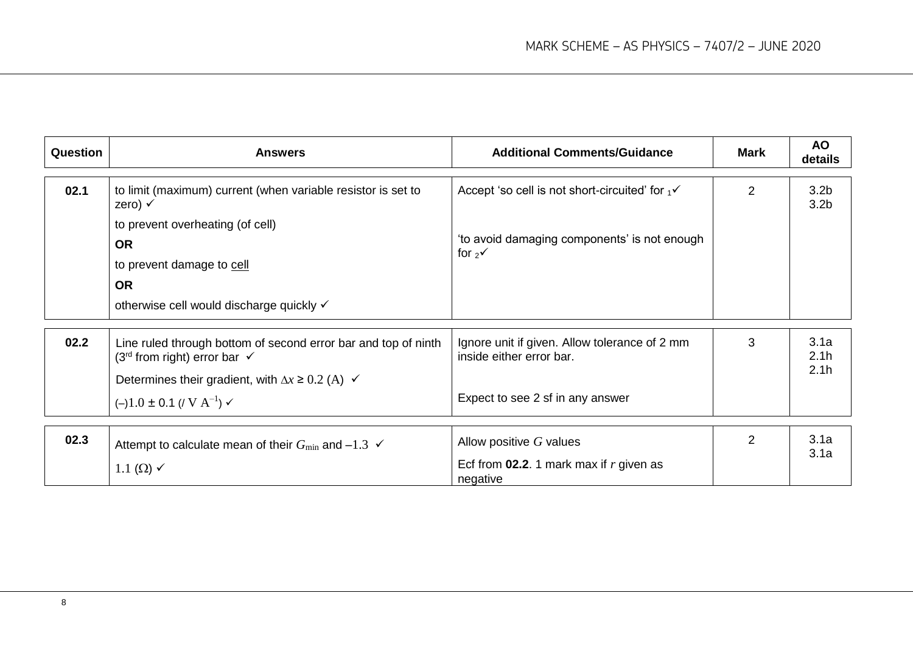| Question | Answers | Additional Comments/Guidance | Mark | AO details |
|---|---|---|---|---|
| 02.1 | to limit (maximum) current (when variable resistor is set to zero) ✓<br>to prevent overheating (of cell)<br>**OR**<br>to prevent damage to cell<br>**OR**<br>otherwise cell would discharge quickly ✓ | Accept 'so cell is not short-circuited' for $_1$✓<br><br>'to avoid damaging components' is not enough for $_2$✓ | 2 | 3.2b<br>3.2b |
| 02.2 | Line ruled through bottom of second error bar and top of ninth (3rd from right) error bar ✓<br>Determines their gradient, with $\Delta x \geq 0.2$ (A) ✓<br>(–)$1.0 \pm 0.1$ (/ $\text{V A}^{-1}$) ✓ | Ignore unit if given. Allow tolerance of 2 mm inside either error bar.<br><br>Expect to see 2 sf in any answer | 3 | 3.1a<br>2.1h<br>2.1h |
| 02.3 | Attempt to calculate mean of their $G_{min}$ and $-1.3$ ✓<br>$1.1$ (Ω) ✓ | Allow positive $G$ values<br>Ecf from **02.2**. 1 mark max if $r$ given as negative | 2 | 3.1a<br>3.1a |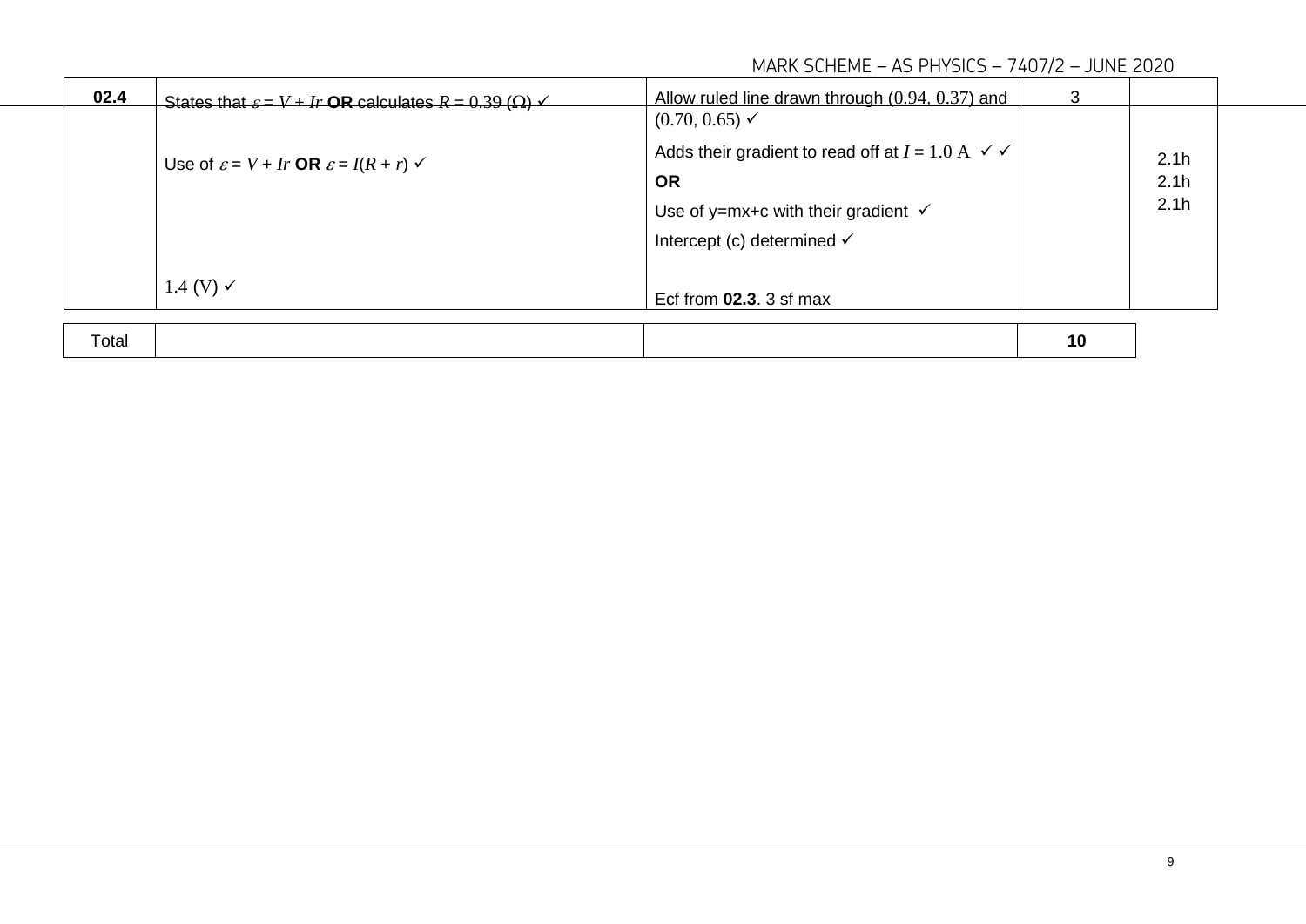| | | | | |
|---|---|---|---|---|
| **02.4** | States that $\varepsilon = V + Ir$ **OR** calculates $R = 0.39$ (Ω) ✓<br><br>Use of $\varepsilon = V + Ir$ **OR** $\varepsilon = I(R + r)$ ✓<br><br>1.4 (V) ✓ | Allow ruled line drawn through (0.94, 0.37) and (0.70, 0.65) ✓<br><br>Adds their gradient to read off at $I = 1.0$ A ✓ ✓<br>**OR**<br>Use of y=mx+c with their gradient ✓<br>Intercept (c) determined ✓<br><br>Ecf from **02.3**. 3 sf max | 3 | 2.1h<br>2.1h<br>2.1h |

| | | | |
|---|---|---|---|
| Total | | | **10** |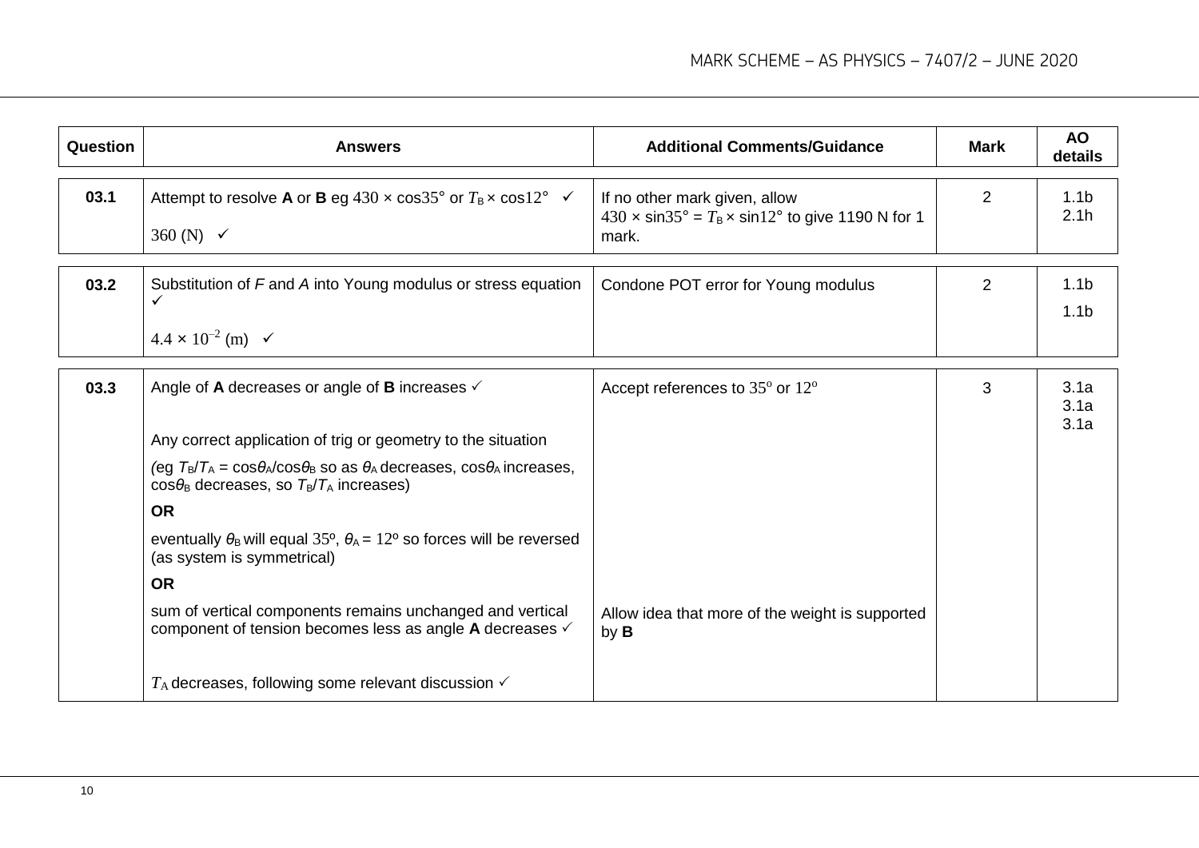| Question | Answers | Additional Comments/Guidance | Mark | AO details |
|---|---|---|---|---|
| 03.1 | Attempt to resolve **A** or **B** eg $430 \times \cos 35°$ or $T_B \times \cos 12°$ ✓<br><br>360 (N) ✓ | If no other mark given, allow<br>$430 \times \sin 35° = T_B \times \sin 12°$ to give 1190 N for 1 mark. | 2 | 1.1b<br>2.1h |
| 03.2 | Substitution of $F$ and $A$ into Young modulus or stress equation ✓<br><br>$4.4 \times 10^{-2}$ (m) ✓ | Condone POT error for Young modulus | 2 | 1.1b<br>1.1b |
| 03.3 | Angle of **A** decreases or angle of **B** increases ✓<br><br>Any correct application of trig or geometry to the situation<br>(eg $T_B/T_A = \cos\theta_A/\cos\theta_B$ so as $\theta_A$ decreases, $\cos\theta_A$ increases, $\cos\theta_B$ decreases, so $T_B/T_A$ increases)<br>**OR**<br>eventually $\theta_B$ will equal 35º, $\theta_A$ = 12º so forces will be reversed (as system is symmetrical)<br>**OR**<br>sum of vertical components remains unchanged and vertical component of tension becomes less as angle **A** decreases ✓<br><br>$T_A$ decreases, following some relevant discussion ✓ | Accept references to 35º or 12º<br><br>Allow idea that more of the weight is supported by **B** | 3 | 3.1a<br>3.1a<br>3.1a |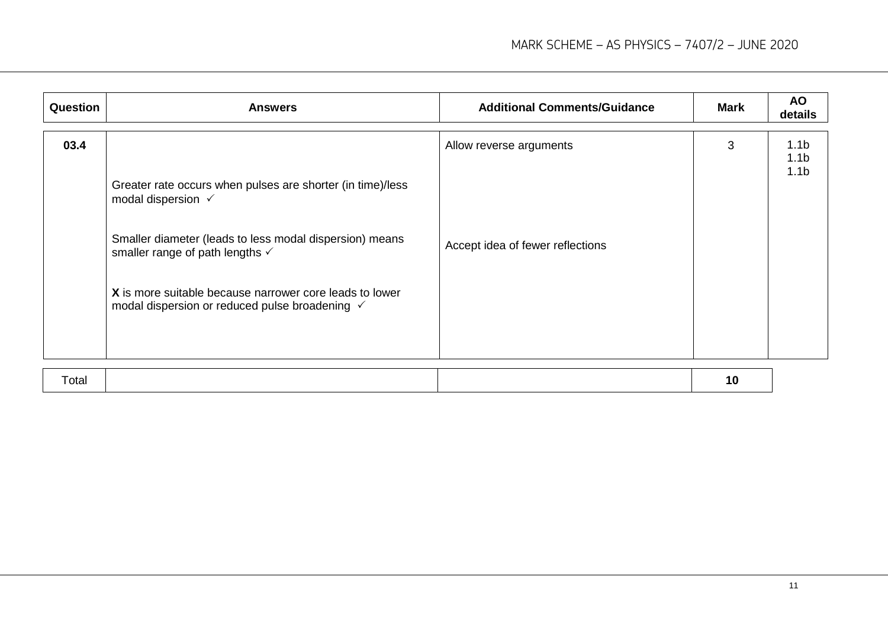| Question | Answers | Additional Comments/Guidance | Mark | AO details |
|---|---|---|---|---|
| 03.4 | Greater rate occurs when pulses are shorter (in time)/less modal dispersion ✓<br><br>Smaller diameter (leads to less modal dispersion) means smaller range of path lengths ✓<br><br>**X** is more suitable because narrower core leads to lower modal dispersion or reduced pulse broadening ✓ | Allow reverse arguments<br><br>Accept idea of fewer reflections | 3 | 1.1b<br>1.1b<br>1.1b |
| Total | | | **10** | |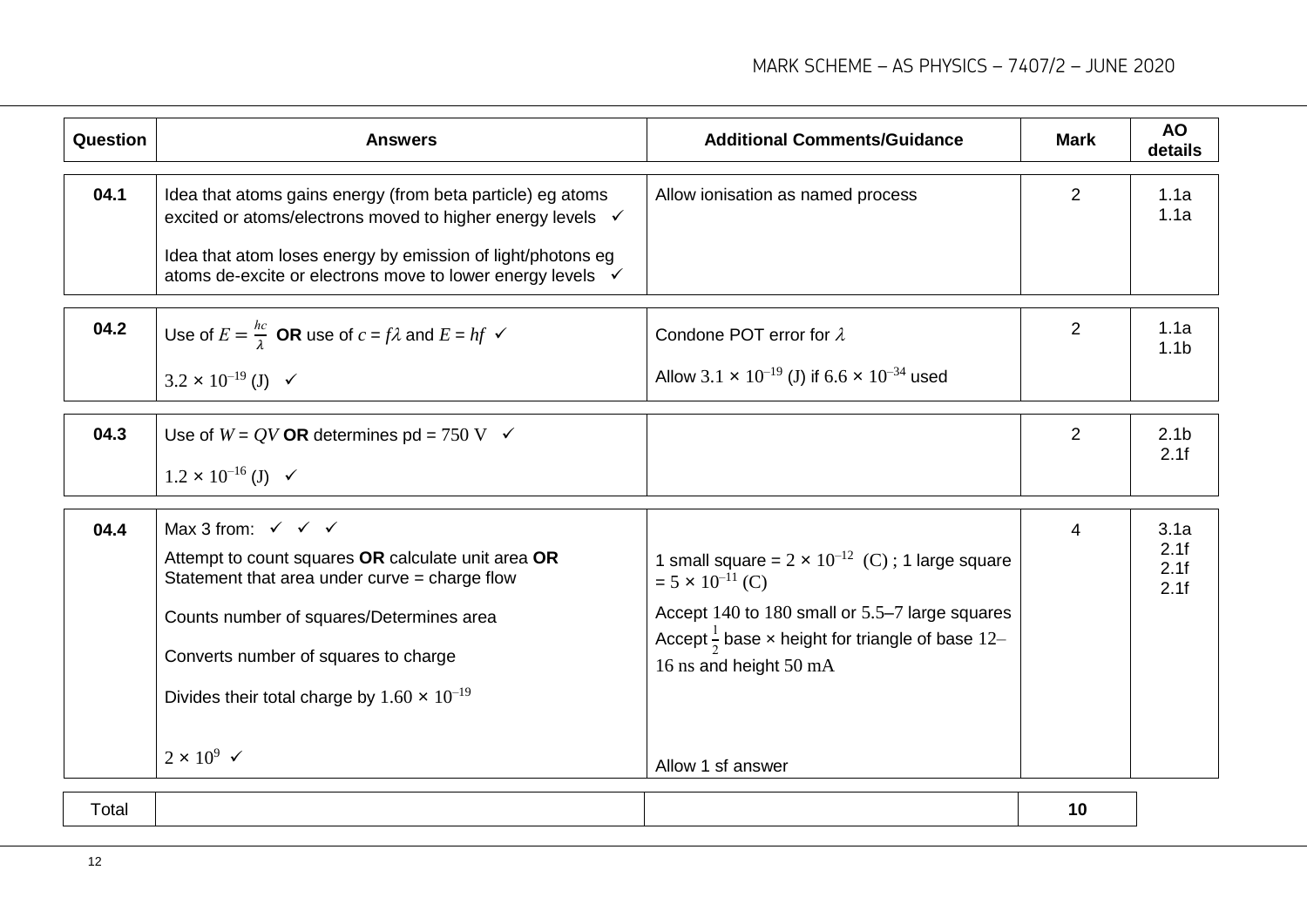| Question | Answers | Additional Comments/Guidance | Mark | AO details |
|---|---|---|---|---|
| 04.1 | Idea that atoms gains energy (from beta particle) eg atoms excited or atoms/electrons moved to higher energy levels ✓<br><br>Idea that atom loses energy by emission of light/photons eg atoms de-excite or electrons move to lower energy levels ✓ | Allow ionisation as named process | 2 | 1.1a<br>1.1a |
| 04.2 | Use of $E = \frac{hc}{\lambda}$ **OR** use of $c = f\lambda$ and $E = hf$ ✓<br><br>$3.2 \times 10^{-19}$ (J) ✓ | Condone POT error for $\lambda$<br><br>Allow $3.1 \times 10^{-19}$ (J) if $6.6 \times 10^{-34}$ used | 2 | 1.1a<br>1.1b |
| 04.3 | Use of $W = QV$ **OR** determines pd = 750 V ✓<br><br>$1.2 \times 10^{-16}$ (J) ✓ | | 2 | 2.1b<br>2.1f |
| 04.4 | Max 3 from: ✓ ✓ ✓<br>Attempt to count squares **OR** calculate unit area **OR** Statement that area under curve = charge flow<br><br>Counts number of squares/Determines area<br><br>Converts number of squares to charge<br><br>Divides their total charge by $1.60 \times 10^{-19}$<br><br>$2 \times 10^{9}$ ✓ | 1 small square = $2 \times 10^{-12}$ (C) ; 1 large square = $5 \times 10^{-11}$ (C)<br><br>Accept 140 to 180 small or 5.5–7 large squares<br>Accept $\frac{1}{2}$ base × height for triangle of base 12–16 ns and height 50 mA<br><br>Allow 1 sf answer | 4 | 3.1a<br>2.1f<br>2.1f<br>2.1f |
| Total | | | **10** | |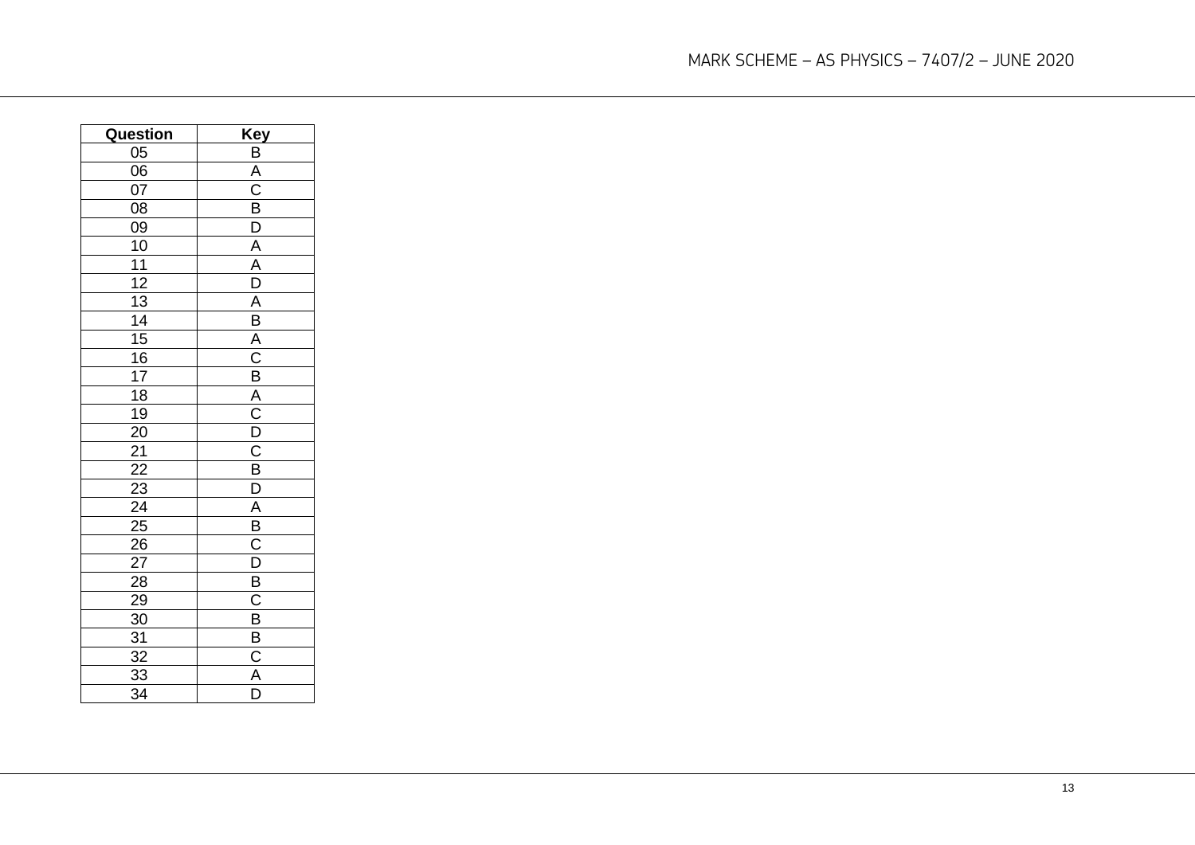| Question | Key |
| --- | --- |
| 05 | B |
| 06 | A |
| 07 | C |
| 08 | B |
| 09 | D |
| 10 | A |
| 11 | A |
| 12 | D |
| 13 | A |
| 14 | B |
| 15 | A |
| 16 | C |
| 17 | B |
| 18 | A |
| 19 | C |
| 20 | D |
| 21 | C |
| 22 | B |
| 23 | D |
| 24 | A |
| 25 | B |
| 26 | C |
| 27 | D |
| 28 | B |
| 29 | C |
| 30 | B |
| 31 | B |
| 32 | C |
| 33 | A |
| 34 | D |